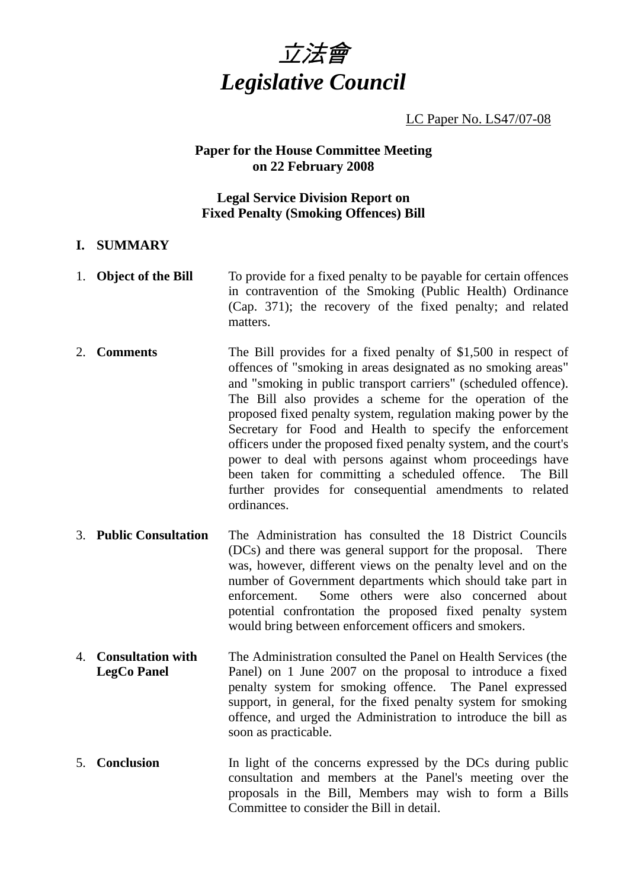# 立法會
# *Legislative Council*

LC Paper No. LS47/07-08

**Paper for the House Committee Meeting on 22 February 2008**

**Legal Service Division Report on Fixed Penalty (Smoking Offences) Bill**

## I. SUMMARY

1. **Object of the Bill** — To provide for a fixed penalty to be payable for certain offences in contravention of the Smoking (Public Health) Ordinance (Cap. 371); the recovery of the fixed penalty; and related matters.

2. **Comments** — The Bill provides for a fixed penalty of $1,500 in respect of offences of "smoking in areas designated as no smoking areas" and "smoking in public transport carriers" (scheduled offence). The Bill also provides a scheme for the operation of the proposed fixed penalty system, regulation making power by the Secretary for Food and Health to specify the enforcement officers under the proposed fixed penalty system, and the court's power to deal with persons against whom proceedings have been taken for committing a scheduled offence. The Bill further provides for consequential amendments to related ordinances.

3. **Public Consultation** — The Administration has consulted the 18 District Councils (DCs) and there was general support for the proposal. There was, however, different views on the penalty level and on the number of Government departments which should take part in enforcement. Some others were also concerned about potential confrontation the proposed fixed penalty system would bring between enforcement officers and smokers.

4. **Consultation with LegCo Panel** — The Administration consulted the Panel on Health Services (the Panel) on 1 June 2007 on the proposal to introduce a fixed penalty system for smoking offence. The Panel expressed support, in general, for the fixed penalty system for smoking offence, and urged the Administration to introduce the bill as soon as practicable.

5. **Conclusion** — In light of the concerns expressed by the DCs during public consultation and members at the Panel's meeting over the proposals in the Bill, Members may wish to form a Bills Committee to consider the Bill in detail.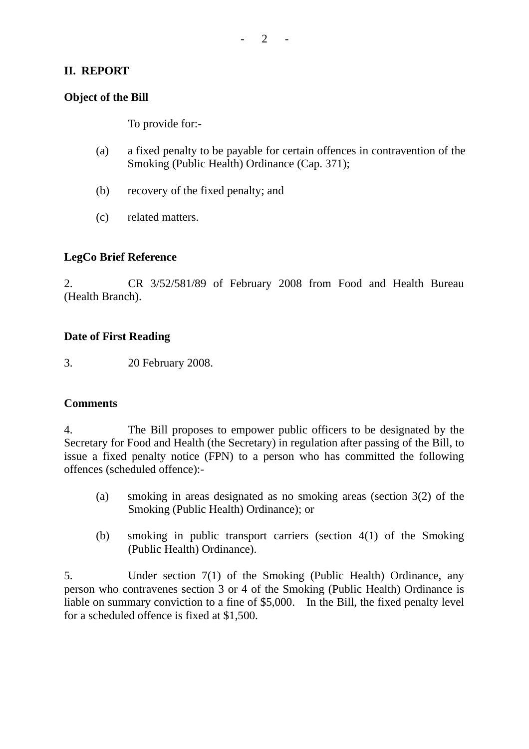## II. REPORT

### Object of the Bill

To provide for:-

(a) a fixed penalty to be payable for certain offences in contravention of the Smoking (Public Health) Ordinance (Cap. 371);

(b) recovery of the fixed penalty; and

(c) related matters.

### LegCo Brief Reference

2. CR 3/52/581/89 of February 2008 from Food and Health Bureau (Health Branch).

### Date of First Reading

3. 20 February 2008.

### Comments

4. The Bill proposes to empower public officers to be designated by the Secretary for Food and Health (the Secretary) in regulation after passing of the Bill, to issue a fixed penalty notice (FPN) to a person who has committed the following offences (scheduled offence):-

(a) smoking in areas designated as no smoking areas (section 3(2) of the Smoking (Public Health) Ordinance); or

(b) smoking in public transport carriers (section 4(1) of the Smoking (Public Health) Ordinance).

5. Under section 7(1) of the Smoking (Public Health) Ordinance, any person who contravenes section 3 or 4 of the Smoking (Public Health) Ordinance is liable on summary conviction to a fine of $5,000. In the Bill, the fixed penalty level for a scheduled offence is fixed at $1,500.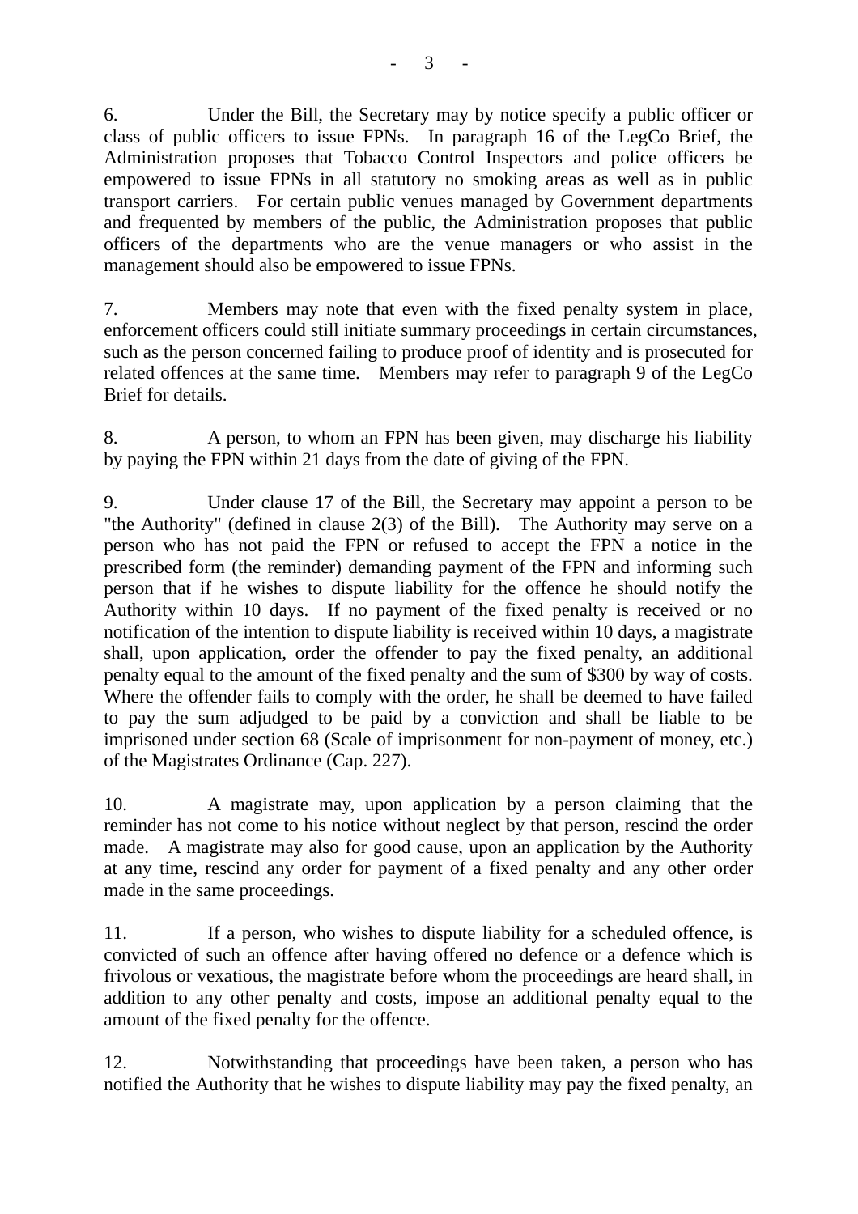6. Under the Bill, the Secretary may by notice specify a public officer or class of public officers to issue FPNs. In paragraph 16 of the LegCo Brief, the Administration proposes that Tobacco Control Inspectors and police officers be empowered to issue FPNs in all statutory no smoking areas as well as in public transport carriers. For certain public venues managed by Government departments and frequented by members of the public, the Administration proposes that public officers of the departments who are the venue managers or who assist in the management should also be empowered to issue FPNs.

7. Members may note that even with the fixed penalty system in place, enforcement officers could still initiate summary proceedings in certain circumstances, such as the person concerned failing to produce proof of identity and is prosecuted for related offences at the same time. Members may refer to paragraph 9 of the LegCo Brief for details.

8. A person, to whom an FPN has been given, may discharge his liability by paying the FPN within 21 days from the date of giving of the FPN.

9. Under clause 17 of the Bill, the Secretary may appoint a person to be "the Authority" (defined in clause 2(3) of the Bill). The Authority may serve on a person who has not paid the FPN or refused to accept the FPN a notice in the prescribed form (the reminder) demanding payment of the FPN and informing such person that if he wishes to dispute liability for the offence he should notify the Authority within 10 days. If no payment of the fixed penalty is received or no notification of the intention to dispute liability is received within 10 days, a magistrate shall, upon application, order the offender to pay the fixed penalty, an additional penalty equal to the amount of the fixed penalty and the sum of $300 by way of costs. Where the offender fails to comply with the order, he shall be deemed to have failed to pay the sum adjudged to be paid by a conviction and shall be liable to be imprisoned under section 68 (Scale of imprisonment for non-payment of money, etc.) of the Magistrates Ordinance (Cap. 227).

10. A magistrate may, upon application by a person claiming that the reminder has not come to his notice without neglect by that person, rescind the order made. A magistrate may also for good cause, upon an application by the Authority at any time, rescind any order for payment of a fixed penalty and any other order made in the same proceedings.

11. If a person, who wishes to dispute liability for a scheduled offence, is convicted of such an offence after having offered no defence or a defence which is frivolous or vexatious, the magistrate before whom the proceedings are heard shall, in addition to any other penalty and costs, impose an additional penalty equal to the amount of the fixed penalty for the offence.

12. Notwithstanding that proceedings have been taken, a person who has notified the Authority that he wishes to dispute liability may pay the fixed penalty, an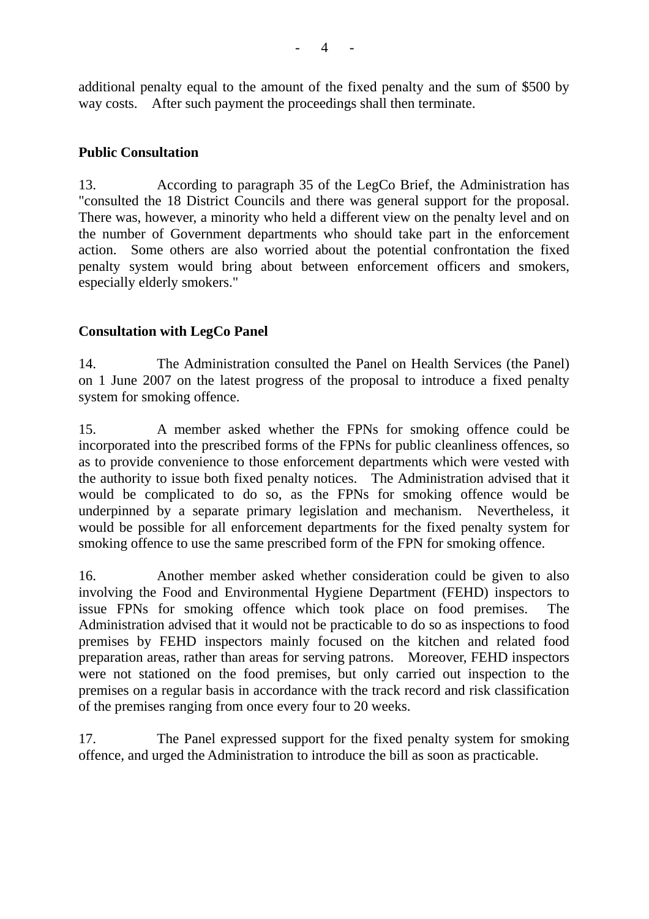additional penalty equal to the amount of the fixed penalty and the sum of $500 by way costs. After such payment the proceedings shall then terminate.

**Public Consultation**

13. According to paragraph 35 of the LegCo Brief, the Administration has "consulted the 18 District Councils and there was general support for the proposal. There was, however, a minority who held a different view on the penalty level and on the number of Government departments who should take part in the enforcement action. Some others are also worried about the potential confrontation the fixed penalty system would bring about between enforcement officers and smokers, especially elderly smokers."

**Consultation with LegCo Panel**

14. The Administration consulted the Panel on Health Services (the Panel) on 1 June 2007 on the latest progress of the proposal to introduce a fixed penalty system for smoking offence.

15. A member asked whether the FPNs for smoking offence could be incorporated into the prescribed forms of the FPNs for public cleanliness offences, so as to provide convenience to those enforcement departments which were vested with the authority to issue both fixed penalty notices. The Administration advised that it would be complicated to do so, as the FPNs for smoking offence would be underpinned by a separate primary legislation and mechanism. Nevertheless, it would be possible for all enforcement departments for the fixed penalty system for smoking offence to use the same prescribed form of the FPN for smoking offence.

16. Another member asked whether consideration could be given to also involving the Food and Environmental Hygiene Department (FEHD) inspectors to issue FPNs for smoking offence which took place on food premises. The Administration advised that it would not be practicable to do so as inspections to food premises by FEHD inspectors mainly focused on the kitchen and related food preparation areas, rather than areas for serving patrons. Moreover, FEHD inspectors were not stationed on the food premises, but only carried out inspection to the premises on a regular basis in accordance with the track record and risk classification of the premises ranging from once every four to 20 weeks.

17. The Panel expressed support for the fixed penalty system for smoking offence, and urged the Administration to introduce the bill as soon as practicable.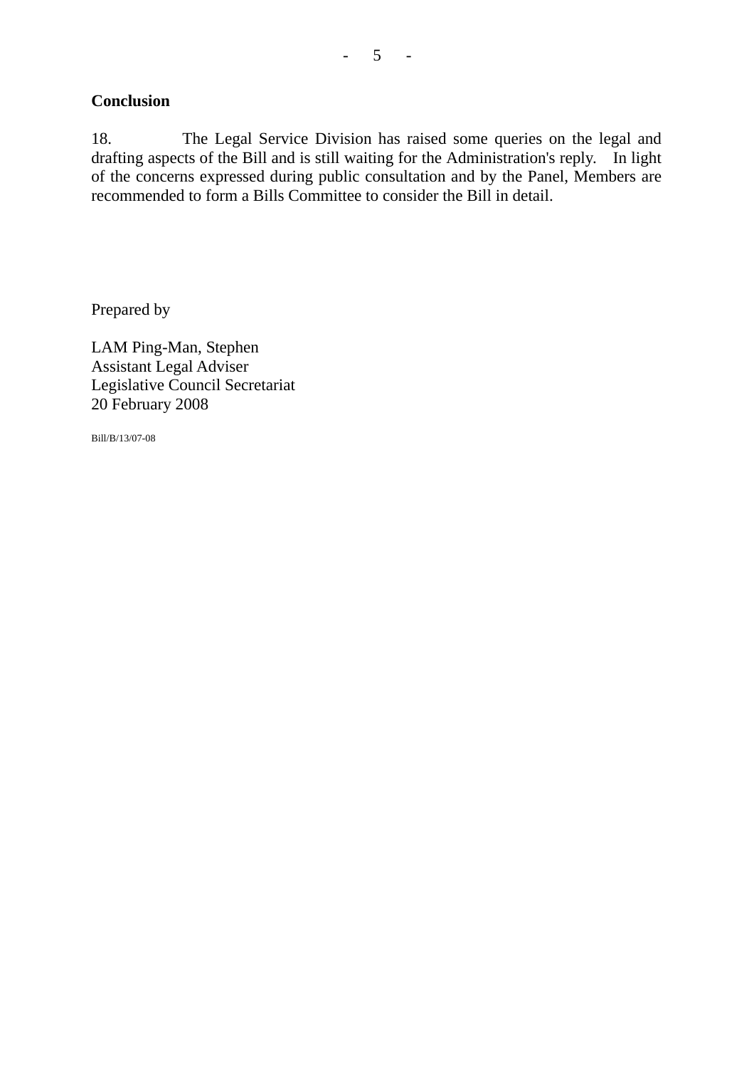**Conclusion**

18. The Legal Service Division has raised some queries on the legal and drafting aspects of the Bill and is still waiting for the Administration's reply. In light of the concerns expressed during public consultation and by the Panel, Members are recommended to form a Bills Committee to consider the Bill in detail.

Prepared by

LAM Ping-Man, Stephen
Assistant Legal Adviser
Legislative Council Secretariat
20 February 2008

Bill/B/13/07-08